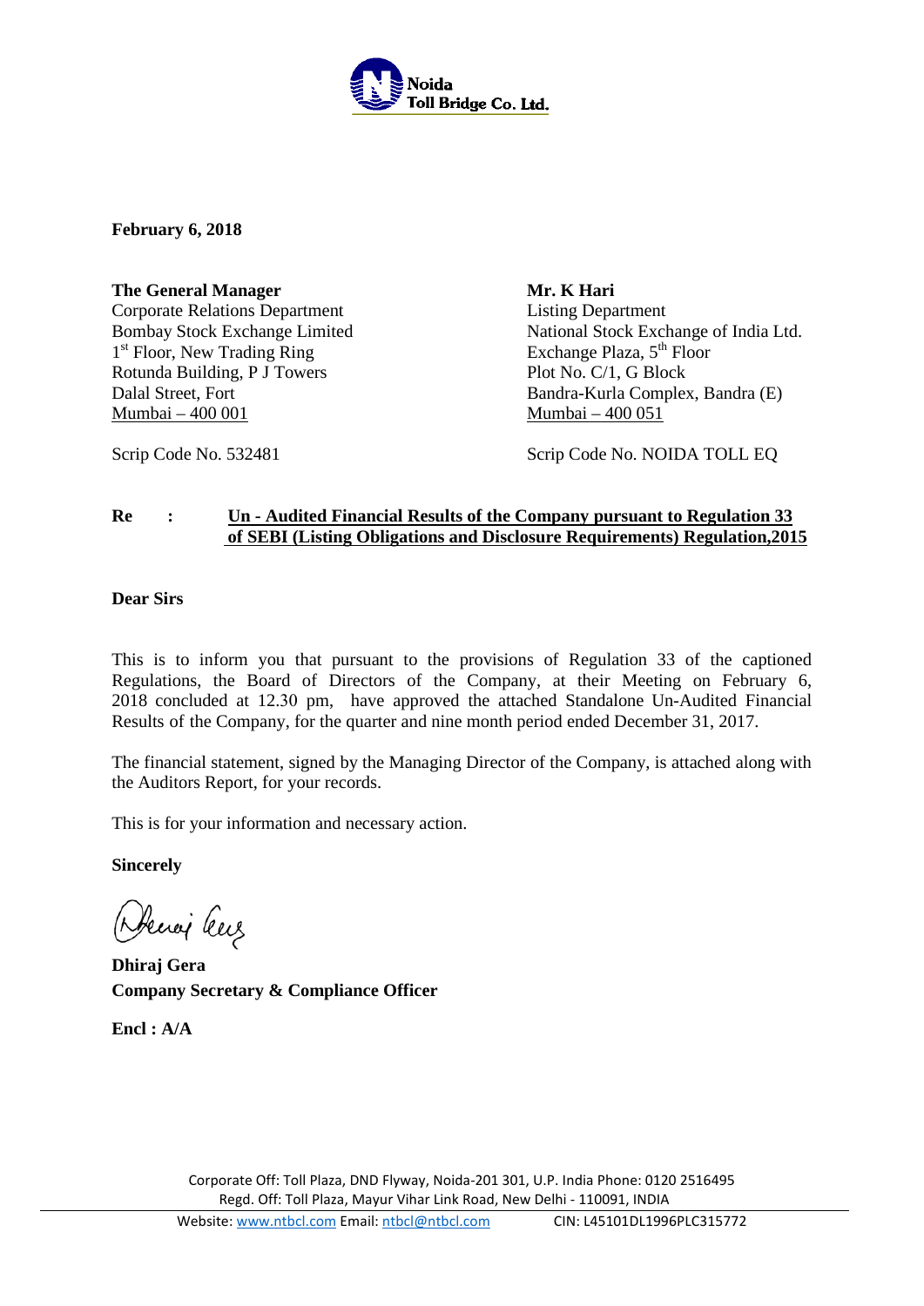**Noida Toll Bridge Co. Ltd.**

**February 6, 2018**

**The General Manager**
Corporate Relations Department
Bombay Stock Exchange Limited
1st Floor, New Trading Ring
Rotunda Building, P J Towers
Dalal Street, Fort
Mumbai – 400 001

**Mr. K Hari**
Listing Department
National Stock Exchange of India Ltd.
Exchange Plaza, 5th Floor
Plot No. C/1, G Block
Bandra-Kurla Complex, Bandra (E)
Mumbai – 400 051

Scrip Code No. 532481

Scrip Code No. NOIDA TOLL EQ

**Re : Un - Audited Financial Results of the Company pursuant to Regulation 33 of SEBI (Listing Obligations and Disclosure Requirements) Regulation,2015**

**Dear Sirs**

This is to inform you that pursuant to the provisions of Regulation 33 of the captioned Regulations, the Board of Directors of the Company, at their Meeting on February 6, 2018 concluded at 12.30 pm, have approved the attached Standalone Un-Audited Financial Results of the Company, for the quarter and nine month period ended December 31, 2017.

The financial statement, signed by the Managing Director of the Company, is attached along with the Auditors Report, for your records.

This is for your information and necessary action.

**Sincerely**

**Dhiraj Gera**
**Company Secretary & Compliance Officer**

**Encl : A/A**

Corporate Off: Toll Plaza, DND Flyway, Noida-201 301, U.P. India Phone: 0120 2516495
Regd. Off: Toll Plaza, Mayur Vihar Link Road, New Delhi - 110091, INDIA
Website: www.ntbcl.com Email: ntbcl@ntbcl.com CIN: L45101DL1996PLC315772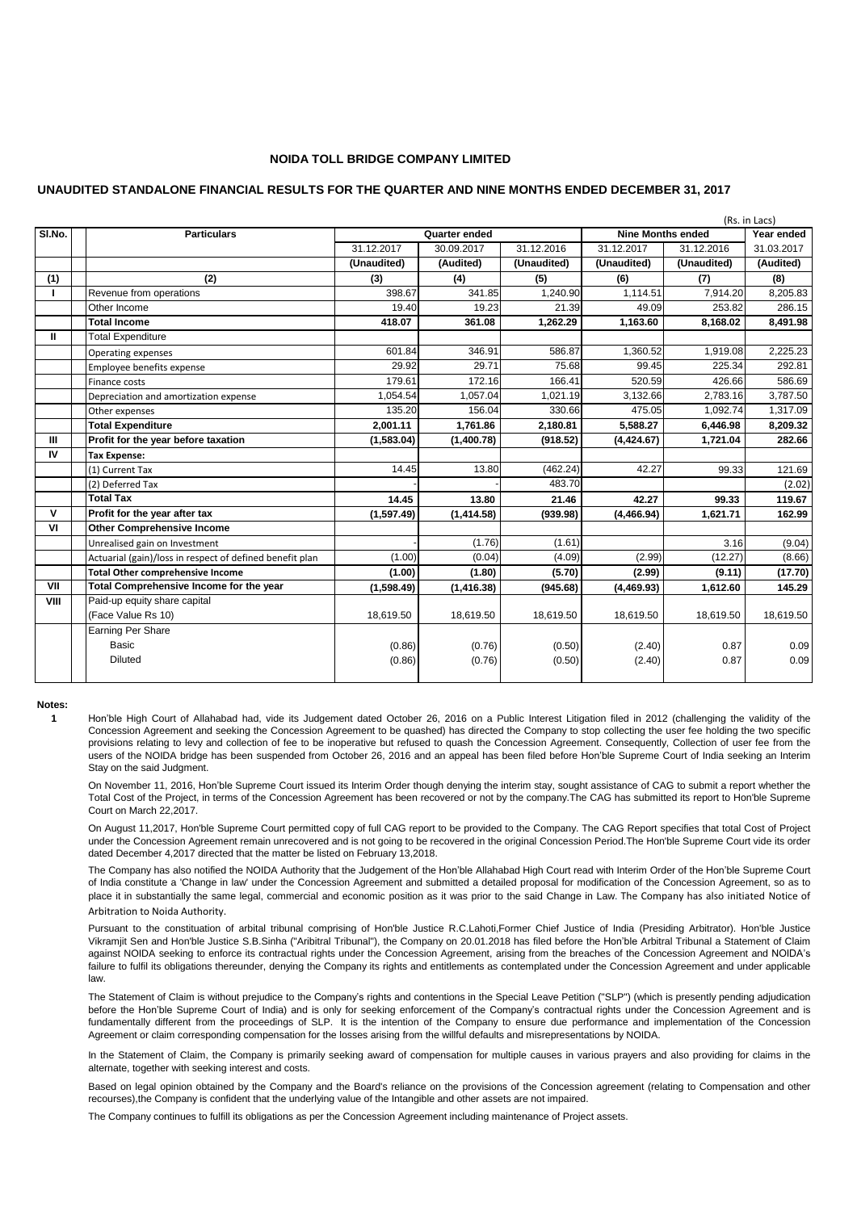# NOIDA TOLL BRIDGE COMPANY LIMITED

## UNAUDITED STANDALONE FINANCIAL RESULTS FOR THE QUARTER AND NINE MONTHS ENDED DECEMBER 31, 2017

(Rs. in Lacs)

| Sl.No. | Particulars | Quarter ended | | | Nine Months ended | | Year ended |
|---|---|---|---|---|---|---|---|
| | | 31.12.2017 | 30.09.2017 | 31.12.2016 | 31.12.2017 | 31.12.2016 | 31.03.2017 |
| | | (Unaudited) | (Audited) | (Unaudited) | (Unaudited) | (Unaudited) | (Audited) |
| (1) | (2) | (3) | (4) | (5) | (6) | (7) | (8) |
| I | Revenue from operations | 398.67 | 341.85 | 1,240.90 | 1,114.51 | 7,914.20 | 8,205.83 |
| | Other Income | 19.40 | 19.23 | 21.39 | 49.09 | 253.82 | 286.15 |
| | **Total Income** | **418.07** | **361.08** | **1,262.29** | **1,163.60** | **8,168.02** | **8,491.98** |
| II | Total Expenditure | | | | | | |
| | Operating expenses | 601.84 | 346.91 | 586.87 | 1,360.52 | 1,919.08 | 2,225.23 |
| | Employee benefits expense | 29.92 | 29.71 | 75.68 | 99.45 | 225.34 | 292.81 |
| | Finance costs | 179.61 | 172.16 | 166.41 | 520.59 | 426.66 | 586.69 |
| | Depreciation and amortization expense | 1,054.54 | 1,057.04 | 1,021.19 | 3,132.66 | 2,783.16 | 3,787.50 |
| | Other expenses | 135.20 | 156.04 | 330.66 | 475.05 | 1,092.74 | 1,317.09 |
| | **Total Expenditure** | **2,001.11** | **1,761.86** | **2,180.81** | **5,588.27** | **6,446.98** | **8,209.32** |
| III | **Profit for the year before taxation** | **(1,583.04)** | **(1,400.78)** | **(918.52)** | **(4,424.67)** | **1,721.04** | **282.66** |
| IV | **Tax Expense:** | | | | | | |
| | (1) Current Tax | 14.45 | 13.80 | (462.24) | 42.27 | 99.33 | 121.69 |
| | (2) Deferred Tax | | - | 483.70 | | | (2.02) |
| | **Total Tax** | **14.45** | **13.80** | **21.46** | **42.27** | **99.33** | **119.67** |
| V | **Profit for the year after tax** | **(1,597.49)** | **(1,414.58)** | **(939.98)** | **(4,466.94)** | **1,621.71** | **162.99** |
| VI | **Other Comprehensive Income** | | | | | | |
| | Unrealised gain on Investment | - | (1.76) | (1.61) | | 3.16 | (9.04) |
| | Actuarial (gain)/loss in respect of defined benefit plan | (1.00) | (0.04) | (4.09) | (2.99) | (12.27) | (8.66) |
| | **Total Other comprehensive Income** | **(1.00)** | **(1.80)** | **(5.70)** | **(2.99)** | **(9.11)** | **(17.70)** |
| VII | **Total Comprehensive Income for the year** | **(1,598.49)** | **(1,416.38)** | **(945.68)** | **(4,469.93)** | **1,612.60** | **145.29** |
| VIII | Paid-up equity share capital (Face Value Rs 10) | 18,619.50 | 18,619.50 | 18,619.50 | 18,619.50 | 18,619.50 | 18,619.50 |
| | Earning Per Share | | | | | | |
| | Basic | (0.86) | (0.76) | (0.50) | (2.40) | 0.87 | 0.09 |
| | Diluted | (0.86) | (0.76) | (0.50) | (2.40) | 0.87 | 0.09 |

**Notes:**

**1** Hon'ble High Court of Allahabad had, vide its Judgement dated October 26, 2016 on a Public Interest Litigation filed in 2012 (challenging the validity of the Concession Agreement and seeking the Concession Agreement to be quashed) has directed the Company to stop collecting the user fee holding the two specific provisions relating to levy and collection of fee to be inoperative but refused to quash the Concession Agreement. Consequently, Collection of user fee from the users of the NOIDA bridge has been suspended from October 26, 2016 and an appeal has been filed before Hon'ble Supreme Court of India seeking an Interim Stay on the said Judgment.

On November 11, 2016, Hon'ble Supreme Court issued its Interim Order though denying the interim stay, sought assistance of CAG to submit a report whether the Total Cost of the Project, in terms of the Concession Agreement has been recovered or not by the company.The CAG has submitted its report to Hon'ble Supreme Court on March 22,2017.

On August 11,2017, Hon'ble Supreme Court permitted copy of full CAG report to be provided to the Company. The CAG Report specifies that total Cost of Project under the Concession Agreement remain unrecovered and is not going to be recovered in the original Concession Period.The Hon'ble Supreme Court vide its order dated December 4,2017 directed that the matter be listed on February 13,2018.

The Company has also notified the NOIDA Authority that the Judgement of the Hon'ble Allahabad High Court read with Interim Order of the Hon'ble Supreme Court of India constitute a 'Change in law' under the Concession Agreement and submitted a detailed proposal for modification of the Concession Agreement, so as to place it in substantially the same legal, commercial and economic position as it was prior to the said Change in Law. The Company has also initiated Notice of Arbitration to Noida Authority.

Pursuant to the constituation of arbital tribunal comprising of Hon'ble Justice R.C.Lahoti,Former Chief Justice of India (Presiding Arbitrator). Hon'ble Justice Vikramjit Sen and Hon'ble Justice S.B.Sinha ("Aribitral Tribunal"), the Company on 20.01.2018 has filed before the Hon'ble Arbitral Tribunal a Statement of Claim against NOIDA seeking to enforce its contractual rights under the Concession Agreement, arising from the breaches of the Concession Agreement and NOIDA's failure to fulfil its obligations thereunder, denying the Company its rights and entitlements as contemplated under the Concession Agreement and under applicable law.

The Statement of Claim is without prejudice to the Company's rights and contentions in the Special Leave Petition ("SLP") (which is presently pending adjudication before the Hon'ble Supreme Court of India) and is only for seeking enforcement of the Company's contractual rights under the Concession Agreement and is fundamentally different from the proceedings of SLP. It is the intention of the Company to ensure due performance and implementation of the Concession Agreement or claim corresponding compensation for the losses arising from the willful defaults and misrepresentations by NOIDA.

In the Statement of Claim, the Company is primarily seeking award of compensation for multiple causes in various prayers and also providing for claims in the alternate, together with seeking interest and costs.

Based on legal opinion obtained by the Company and the Board's reliance on the provisions of the Concession agreement (relating to Compensation and other recourses),the Company is confident that the underlying value of the Intangible and other assets are not impaired.

The Company continues to fulfill its obligations as per the Concession Agreement including maintenance of Project assets.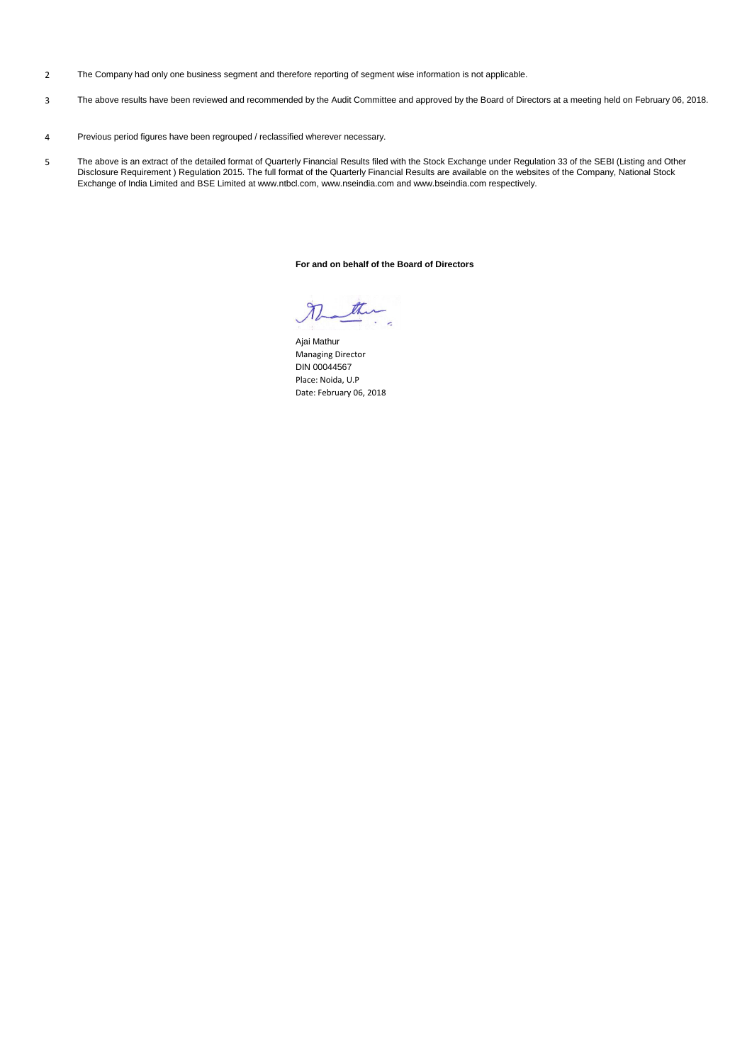2. The Company had only one business segment and therefore reporting of segment wise information is not applicable.

3. The above results have been reviewed and recommended by the Audit Committee and approved by the Board of Directors at a meeting held on February 06, 2018.

4. Previous period figures have been regrouped / reclassified wherever necessary.

5. The above is an extract of the detailed format of Quarterly Financial Results filed with the Stock Exchange under Regulation 33 of the SEBI (Listing and Other Disclosure Requirement ) Regulation 2015. The full format of the Quarterly Financial Results are available on the websites of the Company, National Stock Exchange of India Limited and BSE Limited at www.ntbcl.com, www.nseindia.com and www.bseindia.com respectively.

**For and on behalf of the Board of Directors**

Ajai Mathur
Managing Director
DIN 00044567
Place: Noida, U.P
Date: February 06, 2018